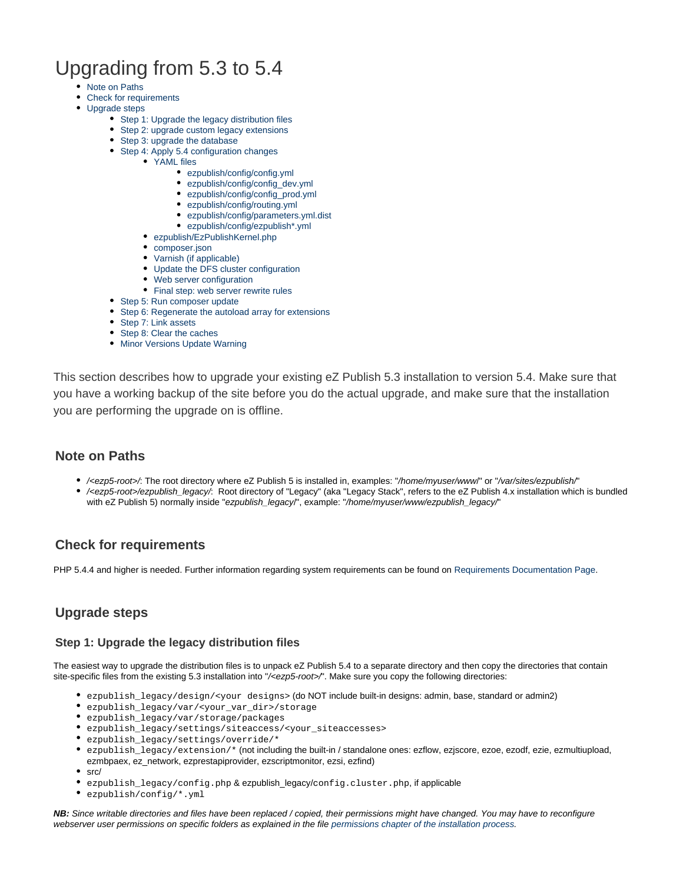# Upgrading from 5.3 to 5.4

- Note on Paths
- Check for requirements
- Upgrade steps
  - Step 1: Upgrade the legacy distribution files
  - Step 2: upgrade custom legacy extensions
  - Step 3: upgrade the database
  - Step 4: Apply 5.4 configuration changes
    - YAML files
      - ezpublish/config/config.yml
      - ezpublish/config/config_dev.yml
      - ezpublish/config/config_prod.yml
      - ezpublish/config/routing.yml
      - ezpublish/config/parameters.yml.dist
      - ezpublish/config/ezpublish*.yml
    - ezpublish/EzPublishKernel.php
    - composer.json
    - Varnish (if applicable)
    - Update the DFS cluster configuration
    - Web server configuration
    - Final step: web server rewrite rules
  - Step 5: Run composer update
  - Step 6: Regenerate the autoload array for extensions
  - Step 7: Link assets
  - Step 8: Clear the caches
  - Minor Versions Update Warning

This section describes how to upgrade your existing eZ Publish 5.3 installation to version 5.4. Make sure that you have a working backup of the site before you do the actual upgrade, and make sure that the installation you are performing the upgrade on is offline.

## Note on Paths

- */<ezp5-root>/*: The root directory where eZ Publish 5 is installed in, examples: "*/home/myuser/www/*" or "*/var/sites/ezpublish/*"
- */<ezp5-root>/ezpublish_legacy/*: Root directory of "Legacy" (aka "Legacy Stack", refers to the eZ Publish 4.x installation which is bundled with eZ Publish 5) normally inside "*ezpublish_legacy/*", example: "*/home/myuser/www/ezpublish_legacy/*"

## Check for requirements

PHP 5.4.4 and higher is needed. Further information regarding system requirements can be found on Requirements Documentation Page.

## Upgrade steps

### Step 1: Upgrade the legacy distribution files

The easiest way to upgrade the distribution files is to unpack eZ Publish 5.4 to a separate directory and then copy the directories that contain site-specific files from the existing 5.3 installation into "*/<ezp5-root>/*". Make sure you copy the following directories:

- `ezpublish_legacy/design/<your designs>` (do NOT include built-in designs: admin, base, standard or admin2)
- `ezpublish_legacy/var/<your_var_dir>/storage`
- `ezpublish_legacy/var/storage/packages`
- `ezpublish_legacy/settings/siteaccess/<your_siteaccesses>`
- `ezpublish_legacy/settings/override/*`
- `ezpublish_legacy/extension/*` (not including the built-in / standalone ones: ezflow, ezjscore, ezoe, ezodf, ezie, ezmultiupload, ezmbpaex, ez_network, ezprestapiprovider, ezscriptmonitor, ezsi, ezfind)
- src/
- `ezpublish_legacy/config.php` & ezpublish_legacy/`config.cluster.php`, if applicable
- `ezpublish/config/*.yml`

***NB:*** *Since writable directories and files have been replaced / copied, their permissions might have changed. You may have to reconfigure webserver user permissions on specific folders as explained in the file permissions chapter of the installation process.*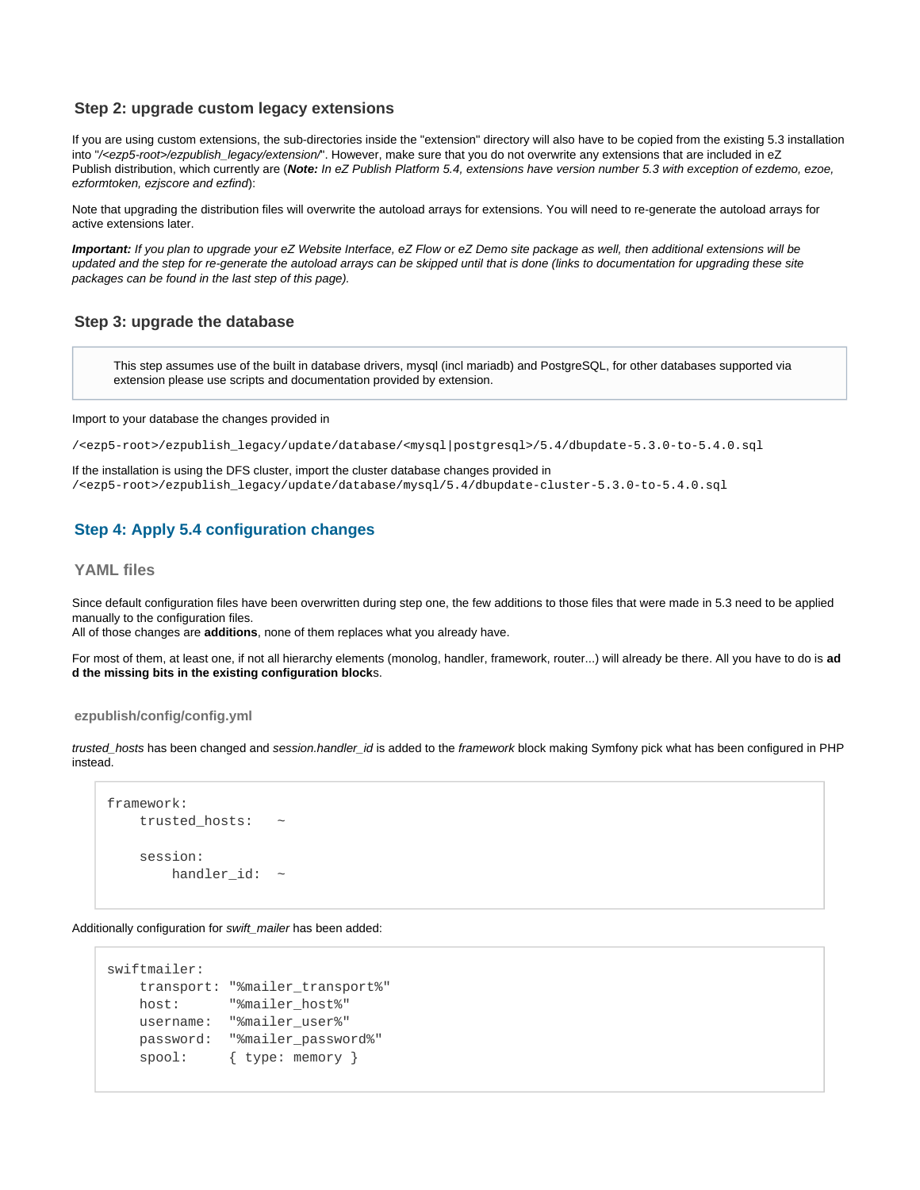### Step 2: upgrade custom legacy extensions

If you are using custom extensions, the sub-directories inside the "extension" directory will also have to be copied from the existing 5.3 installation into "*/<ezp5-root>/ezpublish_legacy/extension/*". However, make sure that you do not overwrite any extensions that are included in eZ Publish distribution, which currently are (***Note:*** *In eZ Publish Platform 5.4, extensions have version number 5.3 with exception of ezdemo, ezoe, ezformtoken, ezjscore and ezfind*):

Note that upgrading the distribution files will overwrite the autoload arrays for extensions. You will need to re-generate the autoload arrays for active extensions later.

***Important:*** *If you plan to upgrade your eZ Website Interface, eZ Flow or eZ Demo site package as well, then additional extensions will be updated and the step for re-generate the autoload arrays can be skipped until that is done (links to documentation for upgrading these site packages can be found in the last step of this page).*

### Step 3: upgrade the database

> This step assumes use of the built in database drivers, mysql (incl mariadb) and PostgreSQL, for other databases supported via extension please use scripts and documentation provided by extension.

Import to your database the changes provided in

`/<ezp5-root>/ezpublish_legacy/update/database/<mysql|postgresql>/5.4/dbupdate-5.3.0-to-5.4.0.sql`

If the installation is using the DFS cluster, import the cluster database changes provided in
`/<ezp5-root>/ezpublish_legacy/update/database/mysql/5.4/dbupdate-cluster-5.3.0-to-5.4.0.sql`

### Step 4: Apply 5.4 configuration changes

#### YAML files

Since default configuration files have been overwritten during step one, the few additions to those files that were made in 5.3 need to be applied manually to the configuration files.
All of those changes are **additions**, none of them replaces what you already have.

For most of them, at least one, if not all hierarchy elements (monolog, handler, framework, router...) will already be there. All you have to do is **add the missing bits in the existing configuration block**s.

##### ezpublish/config/config.yml

*trusted_hosts* has been changed and *session.handler_id* is added to the *framework* block making Symfony pick what has been configured in PHP instead.

```
framework:
    trusted_hosts:   ~

    session:
        handler_id:  ~
```

Additionally configuration for *swift_mailer* has been added:

```
swiftmailer:
    transport: "%mailer_transport%"
    host:      "%mailer_host%"
    username:  "%mailer_user%"
    password:  "%mailer_password%"
    spool:     { type: memory }
```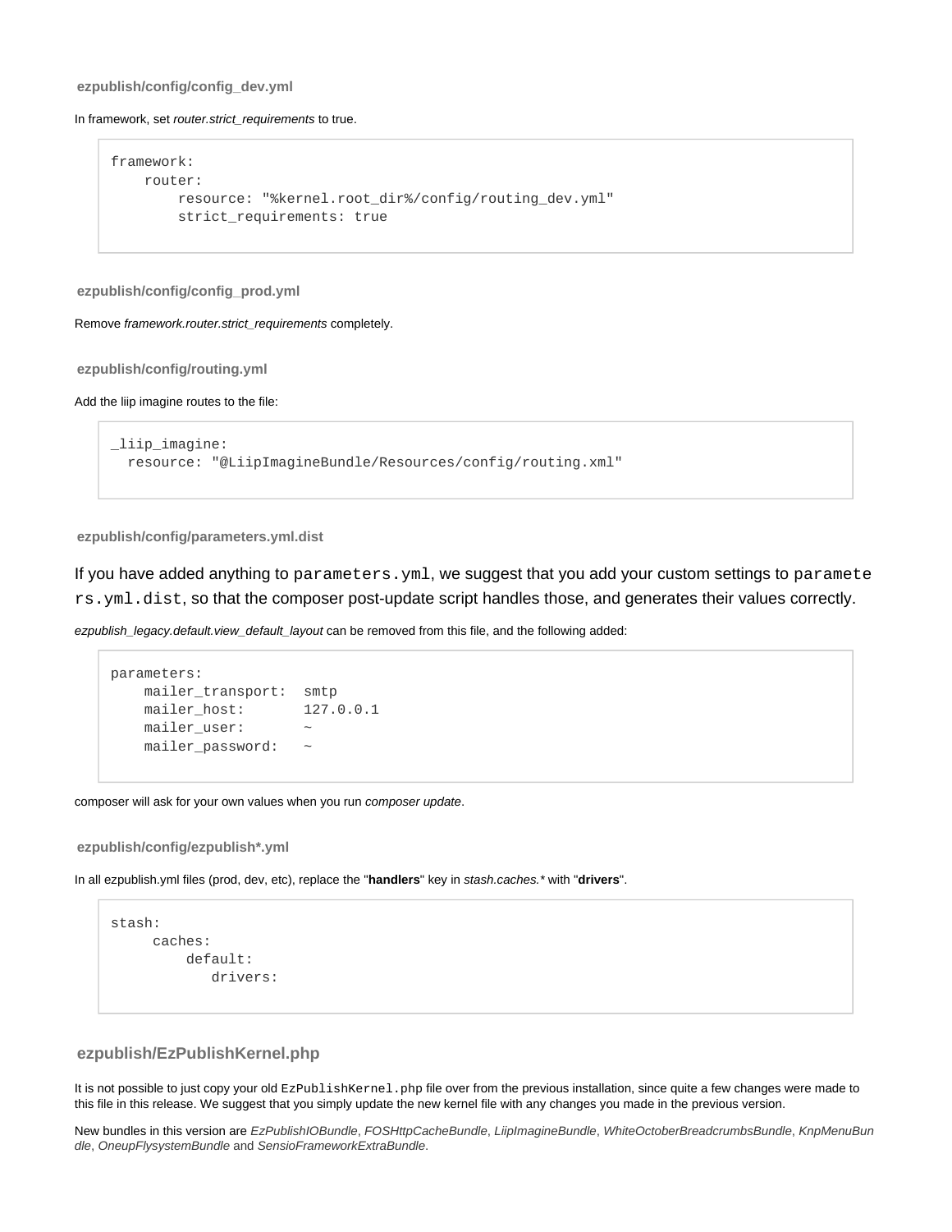#### ezpublish/config/config_dev.yml

In framework, set *router.strict_requirements* to true.

```
framework:
    router:
        resource: "%kernel.root_dir%/config/routing_dev.yml"
        strict_requirements: true
```

#### ezpublish/config/config_prod.yml

Remove *framework.router.strict_requirements* completely.

#### ezpublish/config/routing.yml

Add the liip imagine routes to the file:

```
_liip_imagine:
  resource: "@LiipImagineBundle/Resources/config/routing.xml"
```

#### ezpublish/config/parameters.yml.dist

If you have added anything to `parameters.yml`, we suggest that you add your custom settings to `parameters.yml.dist`, so that the composer post-update script handles those, and generates their values correctly.

*ezpublish_legacy.default.view_default_layout* can be removed from this file, and the following added:

```
parameters:
    mailer_transport:  smtp
    mailer_host:       127.0.0.1
    mailer_user:       ~
    mailer_password:   ~
```

composer will ask for your own values when you run *composer update*.

#### ezpublish/config/ezpublish*.yml

In all ezpublish.yml files (prod, dev, etc), replace the "**handlers**" key in *stash.caches.** with "**drivers**".

```
stash:
     caches:
         default:
            drivers:
```

### ezpublish/EzPublishKernel.php

It is not possible to just copy your old `EzPublishKernel.php` file over from the previous installation, since quite a few changes were made to this file in this release. We suggest that you simply update the new kernel file with any changes you made in the previous version.

New bundles in this version are *EzPublishIOBundle*, *FOSHttpCacheBundle*, *LiipImagineBundle*, *WhiteOctoberBreadcrumbsBundle*, *KnpMenuBundle*, *OneupFlysystemBundle* and *SensioFrameworkExtraBundle*.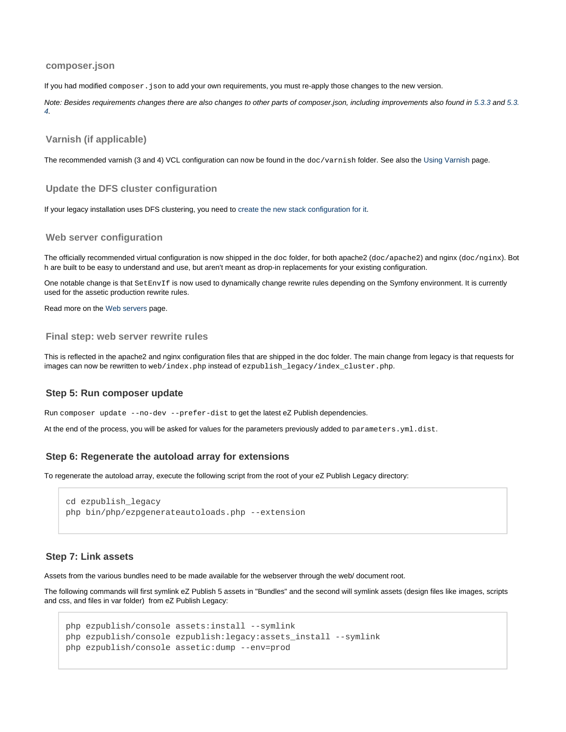#### composer.json

If you had modified `composer.json` to add your own requirements, you must re-apply those changes to the new version.

*Note: Besides requirements changes there are also changes to other parts of composer.json, including improvements also found in 5.3.3 and 5.3.4.*

#### Varnish (if applicable)

The recommended varnish (3 and 4) VCL configuration can now be found in the `doc/varnish` folder. See also the Using Varnish page.

#### Update the DFS cluster configuration

If your legacy installation uses DFS clustering, you need to create the new stack configuration for it.

#### Web server configuration

The officially recommended virtual configuration is now shipped in the `doc` folder, for both apache2 (`doc/apache2`) and nginx (`doc/nginx`). Both are built to be easy to understand and use, but aren't meant as drop-in replacements for your existing configuration.

One notable change is that `SetEnvIf` is now used to dynamically change rewrite rules depending on the Symfony environment. It is currently used for the assetic production rewrite rules.

Read more on the Web servers page.

#### Final step: web server rewrite rules

This is reflected in the apache2 and nginx configuration files that are shipped in the doc folder. The main change from legacy is that requests for images can now be rewritten to `web/index.php` instead of `ezpublish_legacy/index_cluster.php`.

### Step 5: Run composer update

Run `composer update --no-dev --prefer-dist` to get the latest eZ Publish dependencies.

At the end of the process, you will be asked for values for the parameters previously added to `parameters.yml.dist`.

### Step 6: Regenerate the autoload array for extensions

To regenerate the autoload array, execute the following script from the root of your eZ Publish Legacy directory:

```
cd ezpublish_legacy
php bin/php/ezpgenerateautoloads.php --extension
```

### Step 7: Link assets

Assets from the various bundles need to be made available for the webserver through the web/ document root.

The following commands will first symlink eZ Publish 5 assets in "Bundles" and the second will symlink assets (design files like images, scripts and css, and files in var folder) from eZ Publish Legacy:

```
php ezpublish/console assets:install --symlink
php ezpublish/console ezpublish:legacy:assets_install --symlink
php ezpublish/console assetic:dump --env=prod
```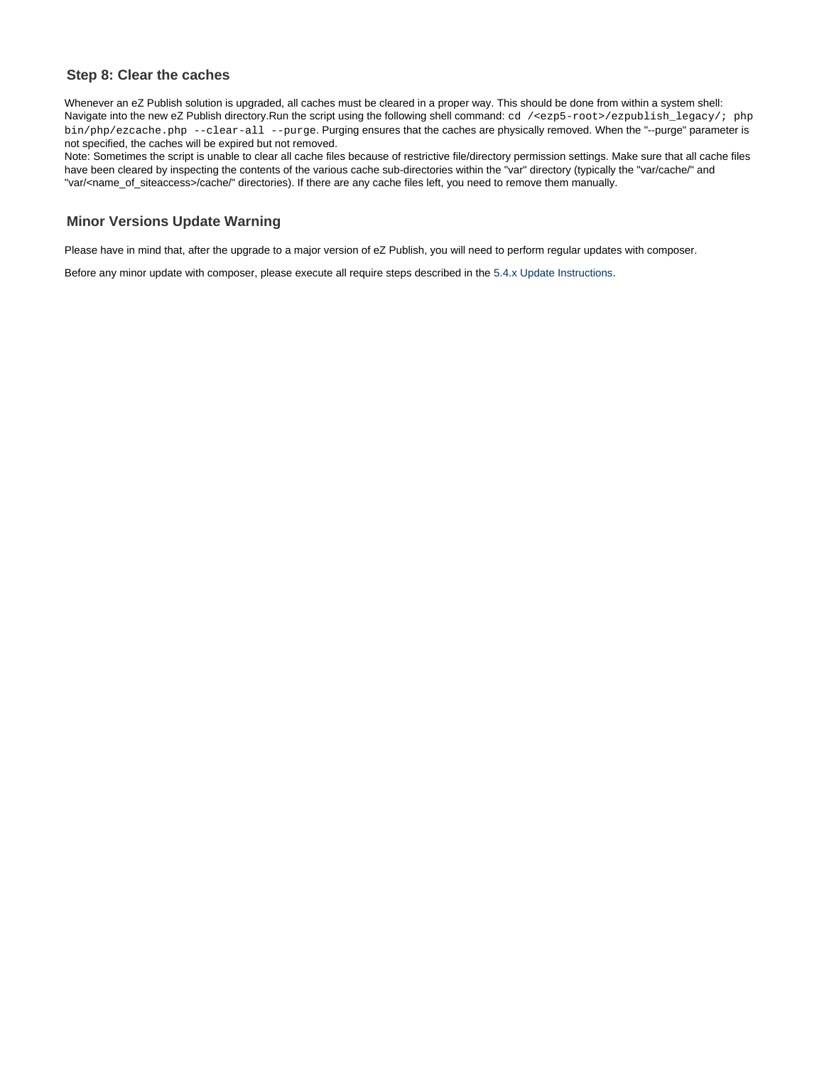### Step 8: Clear the caches

Whenever an eZ Publish solution is upgraded, all caches must be cleared in a proper way. This should be done from within a system shell:
Navigate into the new eZ Publish directory.Run the script using the following shell command: `cd /<ezp5-root>/ezpublish_legacy/; php bin/php/ezcache.php --clear-all --purge`. Purging ensures that the caches are physically removed. When the "--purge" parameter is not specified, the caches will be expired but not removed.
Note: Sometimes the script is unable to clear all cache files because of restrictive file/directory permission settings. Make sure that all cache files have been cleared by inspecting the contents of the various cache sub-directories within the "var" directory (typically the "var/cache/" and "var/<name_of_siteaccess>/cache/" directories). If there are any cache files left, you need to remove them manually.

### Minor Versions Update Warning

Please have in mind that, after the upgrade to a major version of eZ Publish, you will need to perform regular updates with composer.

Before any minor update with composer, please execute all require steps described in the 5.4.x Update Instructions.